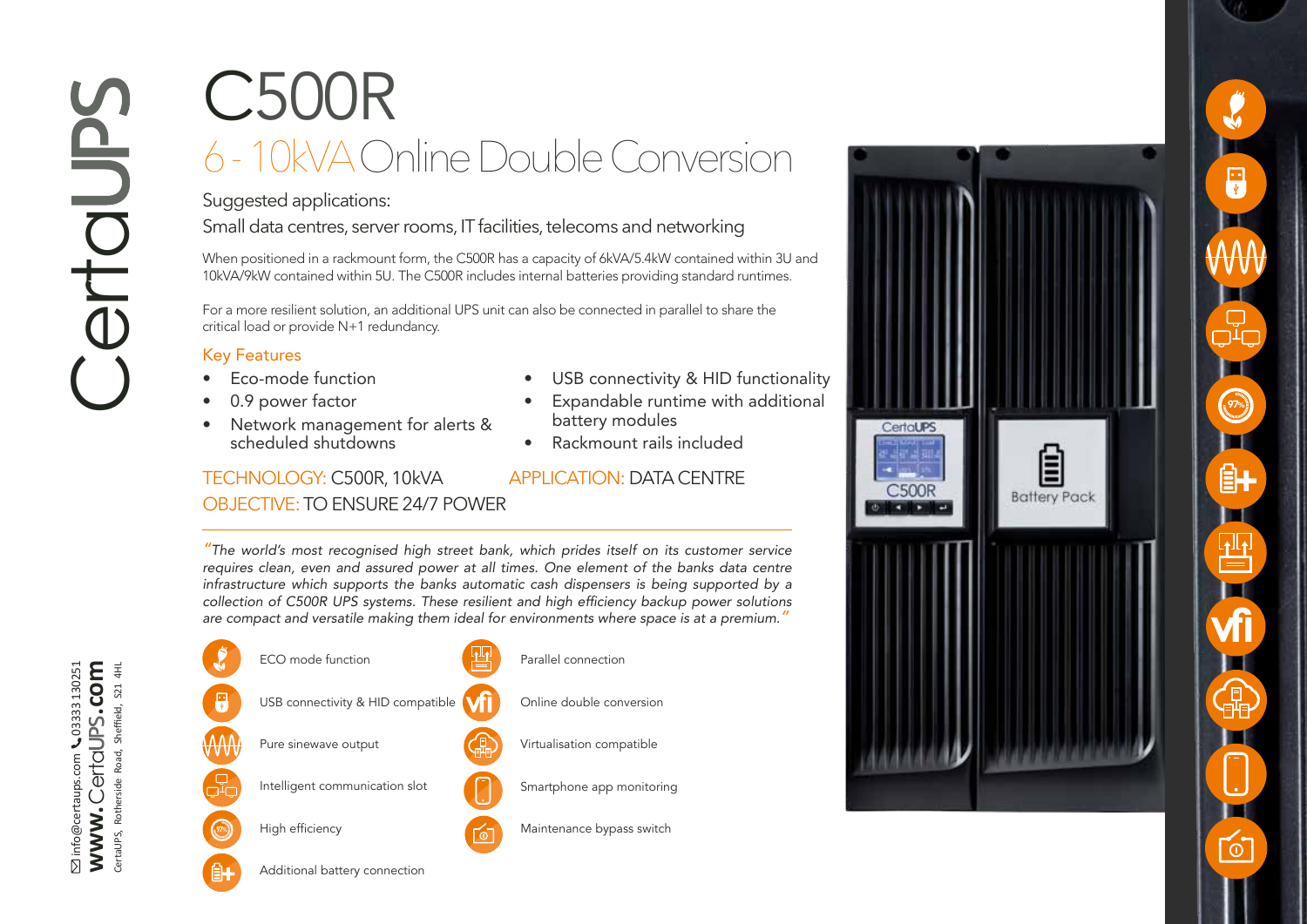# C500R

## 6 - 10kVA Online Double Conversion

Suggested applications:

Small data centres, server rooms, IT facilities, telecoms and networking

When positioned in a rackmount form, the C500R has a capacity of 6kVA/5.4kW contained within 3U and 10kVA/9kW contained within 5U. The C500R includes internal batteries providing standard runtimes.

For a more resilient solution, an additional UPS unit can also be connected in parallel to share the critical load or provide N+1 redundancy.

### Key Features

- Eco-mode function
- 0.9 power factor
- Network management for alerts & scheduled shutdowns
- USB connectivity & HID functionality
- Expandable runtime with additional battery modules
- Rackmount rails included

TECHNOLOGY: C500R, 10kVA
APPLICATION: DATA CENTRE
OBJECTIVE: TO ENSURE 24/7 POWER

*"The world's most recognised high street bank, which prides itself on its customer service requires clean, even and assured power at all times. One element of the banks data centre infrastructure which supports the banks automatic cash dispensers is being supported by a collection of C500R UPS systems. These resilient and high efficiency backup power solutions are compact and versatile making them ideal for environments where space is at a premium."*

- ECO mode function
- USB connectivity & HID compatible
- Pure sinewave output
- Intelligent communication slot
- High efficiency
- Additional battery connection
- Parallel connection
- Online double conversion
- Virtualisation compatible
- Smartphone app monitoring
- Maintenance bypass switch

info@certaups.com 03333 130251
www.CertaUPS.com
CertaUPS, Rotherside Road, Sheffield, S21 4HL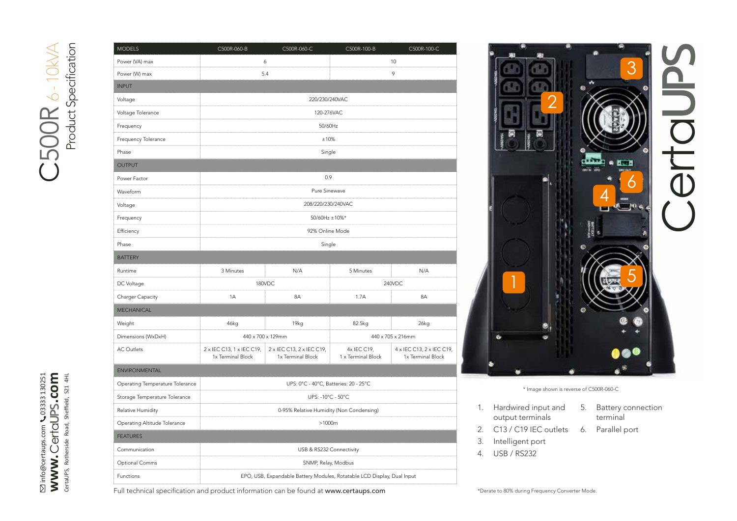# C500R 6 - 10kVA
## Product Specification

| MODELS | C500R-060-B | C500R-060-C | C500R-100-B | C500R-100-C |
|---|---|---|---|---|
| Power (VA) max | 6 | | 10 | |
| Power (W) max | 5.4 | | 9 | |
| **INPUT** | | | | |
| Voltage | 220/230/240VAC | | | |
| Voltage Tolerance | 120-276VAC | | | |
| Frequency | 50/60Hz | | | |
| Frequency Tolerance | ±10% | | | |
| Phase | Single | | | |
| **OUTPUT** | | | | |
| Power Factor | 0.9 | | | |
| Waveform | Pure Sinewave | | | |
| Voltage | 208/220/230/240VAC | | | |
| Frequency | 50/60Hz ±10%* | | | |
| Efficiency | 92% Online Mode | | | |
| Phase | Single | | | |
| **BATTERY** | | | | |
| Runtime | 3 Minutes | N/A | 5 Minutes | N/A |
| DC Voltage | 180VDC | | 240VDC | |
| Charger Capacity | 1A | 8A | 1.7A | 8A |
| **MECHANICAL** | | | | |
| Weight | 46kg | 19kg | 82.5kg | 26kg |
| Dimensions (WxDxH) | 440 x 700 x 129mm | | 440 x 705 x 216mm | |
| AC Outlets | 2 x IEC C13, 1 x IEC C19, 1x Terminal Block | 2 x IEC C13, 2 x IEC C19, 1x Terminal Block | 4x IEC C19, 1 x Terminal Block | 4 x IEC C13, 2 x IEC C19, 1x Terminal Block |
| **ENVIRONMENTAL** | | | | |
| Operating Temperature Tolerance | UPS: 0°C - 40°C, Batteries: 20 - 25°C | | | |
| Storage Temperature Tolerance | UPS: -10°C - 50°C | | | |
| Relative Humidity | 0-95% Relative Humidity (Non Condensing) | | | |
| Operating Altitude Tolerance | >1000m | | | |
| **FEATURES** | | | | |
| Communication | USB & RS232 Connectivity | | | |
| Optional Comms | SNMP, Relay, Modbus | | | |
| Functions | EPO, USB, Expandable Battery Modules, Rotatable LCD Display, Dual Input | | | |

Full technical specification and product information can be found at **www.certaups.com**

\* Image shown is reverse of C500R-060-C

1. Hardwired input and output terminals
2. C13 / C19 IEC outlets
3. Intelligent port
4. USB / RS232
5. Battery connection terminal
6. Parallel port

*Derate to 80% during Frequency Converter Mode.

info@certaups.com 03333 130251
**www.CertaUPS.com**
CertaUPS, Rotherside Road, Sheffield, S21 4HL